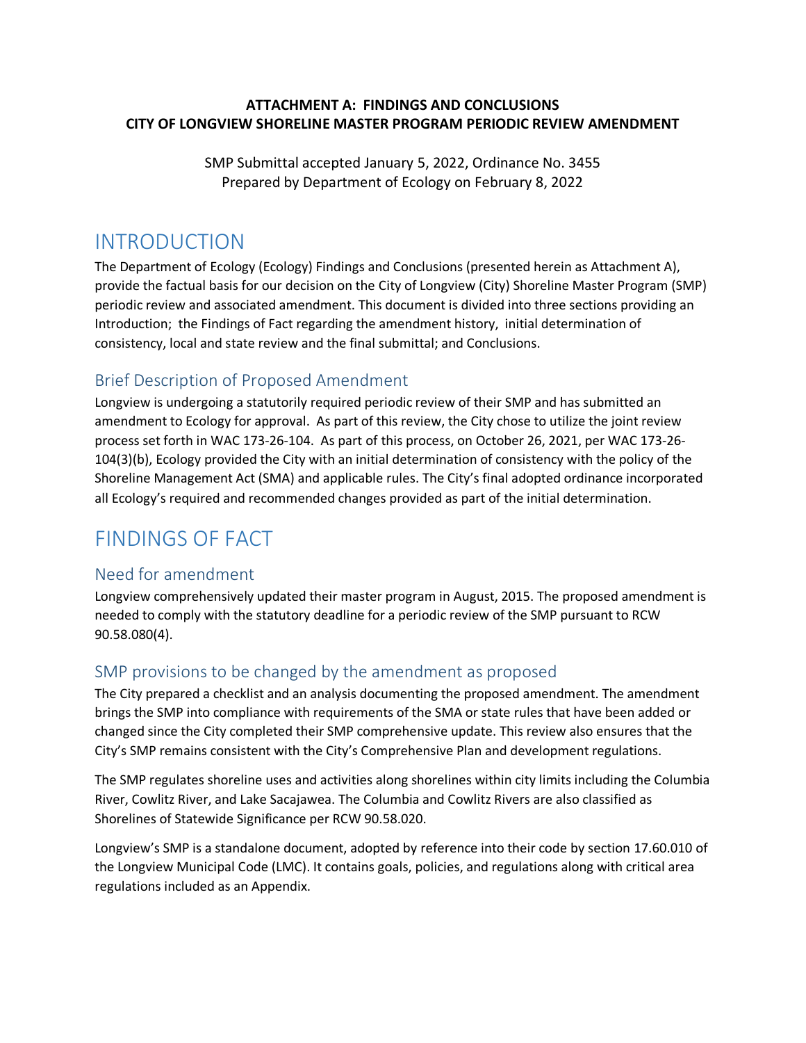**ATTACHMENT A: FINDINGS AND CONCLUSIONS**
**CITY OF LONGVIEW SHORELINE MASTER PROGRAM PERIODIC REVIEW AMENDMENT**

SMP Submittal accepted January 5, 2022, Ordinance No. 3455
Prepared by Department of Ecology on February 8, 2022

# INTRODUCTION

The Department of Ecology (Ecology) Findings and Conclusions (presented herein as Attachment A), provide the factual basis for our decision on the City of Longview (City) Shoreline Master Program (SMP) periodic review and associated amendment. This document is divided into three sections providing an Introduction; the Findings of Fact regarding the amendment history, initial determination of consistency, local and state review and the final submittal; and Conclusions.

## Brief Description of Proposed Amendment

Longview is undergoing a statutorily required periodic review of their SMP and has submitted an amendment to Ecology for approval. As part of this review, the City chose to utilize the joint review process set forth in WAC 173-26-104. As part of this process, on October 26, 2021, per WAC 173-26-104(3)(b), Ecology provided the City with an initial determination of consistency with the policy of the Shoreline Management Act (SMA) and applicable rules. The City's final adopted ordinance incorporated all Ecology's required and recommended changes provided as part of the initial determination.

# FINDINGS OF FACT

## Need for amendment

Longview comprehensively updated their master program in August, 2015. The proposed amendment is needed to comply with the statutory deadline for a periodic review of the SMP pursuant to RCW 90.58.080(4).

## SMP provisions to be changed by the amendment as proposed

The City prepared a checklist and an analysis documenting the proposed amendment. The amendment brings the SMP into compliance with requirements of the SMA or state rules that have been added or changed since the City completed their SMP comprehensive update. This review also ensures that the City's SMP remains consistent with the City's Comprehensive Plan and development regulations.

The SMP regulates shoreline uses and activities along shorelines within city limits including the Columbia River, Cowlitz River, and Lake Sacajawea. The Columbia and Cowlitz Rivers are also classified as Shorelines of Statewide Significance per RCW 90.58.020.

Longview's SMP is a standalone document, adopted by reference into their code by section 17.60.010 of the Longview Municipal Code (LMC). It contains goals, policies, and regulations along with critical area regulations included as an Appendix.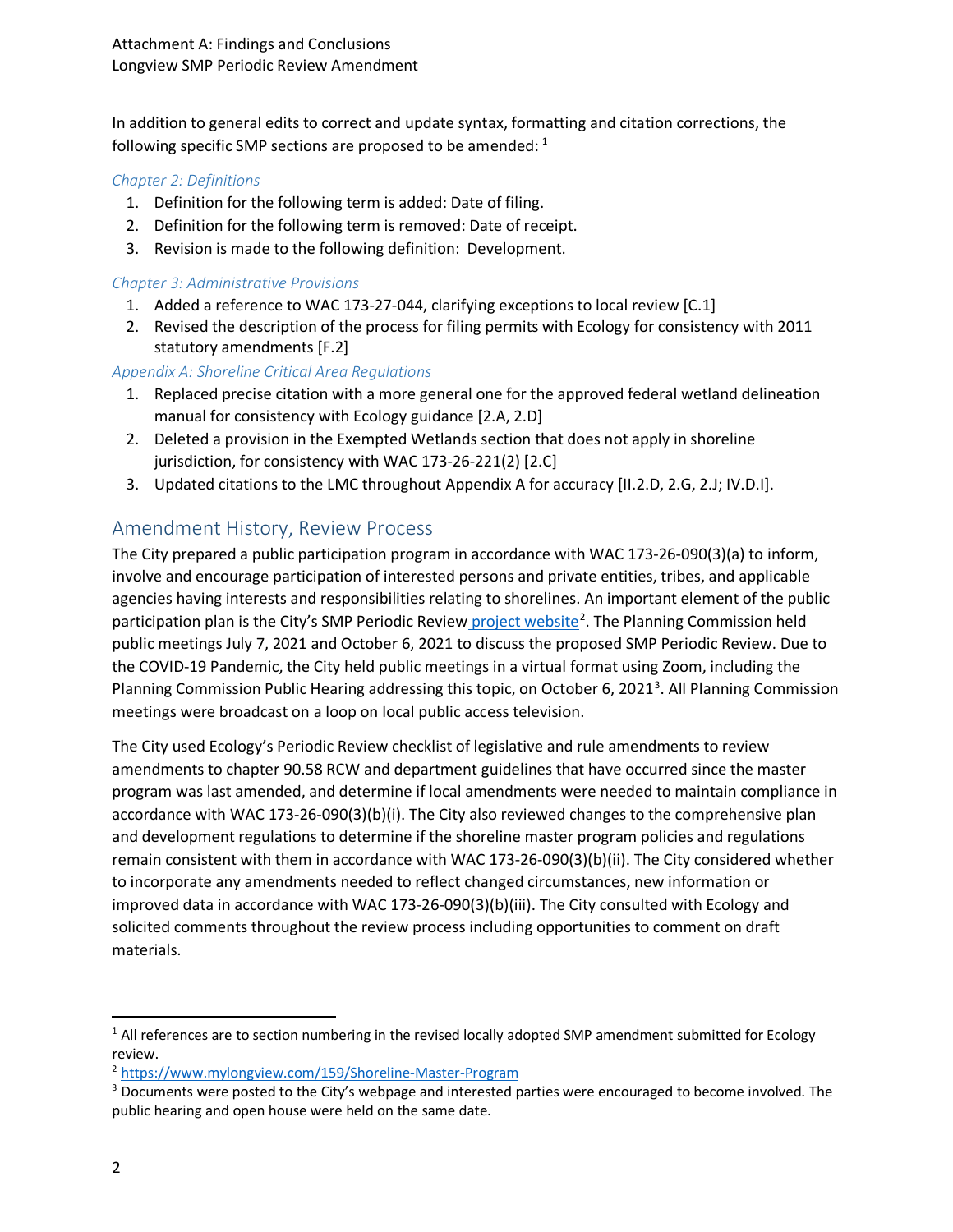In addition to general edits to correct and update syntax, formatting and citation corrections, the following specific SMP sections are proposed to be amended: [1]

*Chapter 2: Definitions*

1. Definition for the following term is added: Date of filing.
2. Definition for the following term is removed: Date of receipt.
3. Revision is made to the following definition: Development.

*Chapter 3: Administrative Provisions*

1. Added a reference to WAC 173-27-044, clarifying exceptions to local review [C.1]
2. Revised the description of the process for filing permits with Ecology for consistency with 2011 statutory amendments [F.2]

*Appendix A: Shoreline Critical Area Regulations*

1. Replaced precise citation with a more general one for the approved federal wetland delineation manual for consistency with Ecology guidance [2.A, 2.D]
2. Deleted a provision in the Exempted Wetlands section that does not apply in shoreline jurisdiction, for consistency with WAC 173-26-221(2) [2.C]
3. Updated citations to the LMC throughout Appendix A for accuracy [II.2.D, 2.G, 2.J; IV.D.I].

## Amendment History, Review Process

The City prepared a public participation program in accordance with WAC 173-26-090(3)(a) to inform, involve and encourage participation of interested persons and private entities, tribes, and applicable agencies having interests and responsibilities relating to shorelines. An important element of the public participation plan is the City's SMP Periodic Review project website[2]. The Planning Commission held public meetings July 7, 2021 and October 6, 2021 to discuss the proposed SMP Periodic Review. Due to the COVID-19 Pandemic, the City held public meetings in a virtual format using Zoom, including the Planning Commission Public Hearing addressing this topic, on October 6, 2021[3]. All Planning Commission meetings were broadcast on a loop on local public access television.

The City used Ecology's Periodic Review checklist of legislative and rule amendments to review amendments to chapter 90.58 RCW and department guidelines that have occurred since the master program was last amended, and determine if local amendments were needed to maintain compliance in accordance with WAC 173-26-090(3)(b)(i). The City also reviewed changes to the comprehensive plan and development regulations to determine if the shoreline master program policies and regulations remain consistent with them in accordance with WAC 173-26-090(3)(b)(ii). The City considered whether to incorporate any amendments needed to reflect changed circumstances, new information or improved data in accordance with WAC 173-26-090(3)(b)(iii). The City consulted with Ecology and solicited comments throughout the review process including opportunities to comment on draft materials.

---

[1] All references are to section numbering in the revised locally adopted SMP amendment submitted for Ecology review.

[2] https://www.mylongview.com/159/Shoreline-Master-Program

[3] Documents were posted to the City's webpage and interested parties were encouraged to become involved. The public hearing and open house were held on the same date.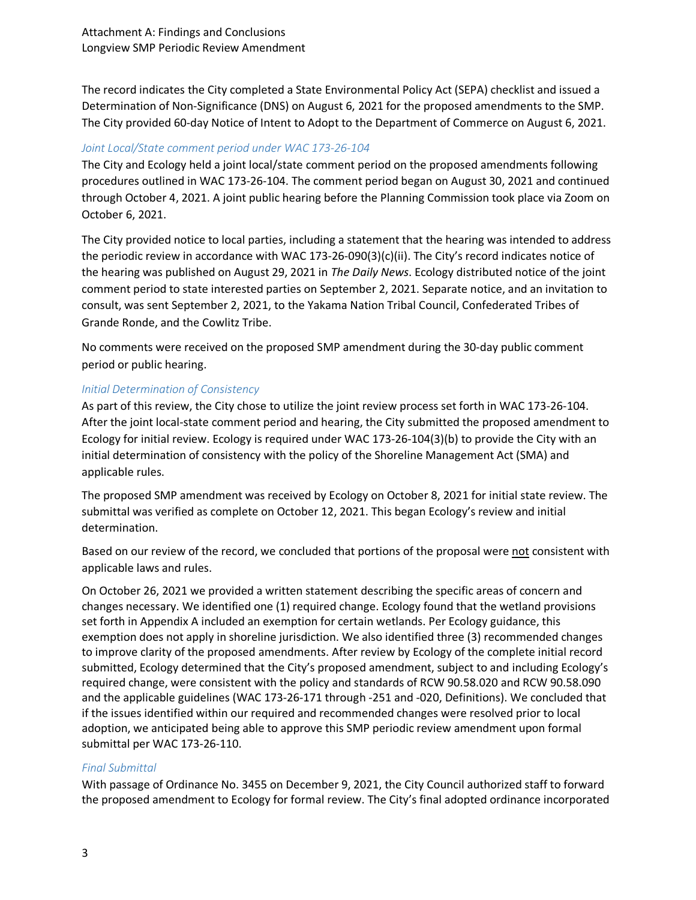The record indicates the City completed a State Environmental Policy Act (SEPA) checklist and issued a Determination of Non-Significance (DNS) on August 6, 2021 for the proposed amendments to the SMP. The City provided 60-day Notice of Intent to Adopt to the Department of Commerce on August 6, 2021.

### *Joint Local/State comment period under WAC 173-26-104*

The City and Ecology held a joint local/state comment period on the proposed amendments following procedures outlined in WAC 173-26-104. The comment period began on August 30, 2021 and continued through October 4, 2021. A joint public hearing before the Planning Commission took place via Zoom on October 6, 2021.

The City provided notice to local parties, including a statement that the hearing was intended to address the periodic review in accordance with WAC 173-26-090(3)(c)(ii). The City's record indicates notice of the hearing was published on August 29, 2021 in *The Daily News*. Ecology distributed notice of the joint comment period to state interested parties on September 2, 2021. Separate notice, and an invitation to consult, was sent September 2, 2021, to the Yakama Nation Tribal Council, Confederated Tribes of Grande Ronde, and the Cowlitz Tribe.

No comments were received on the proposed SMP amendment during the 30-day public comment period or public hearing.

### *Initial Determination of Consistency*

As part of this review, the City chose to utilize the joint review process set forth in WAC 173-26-104. After the joint local-state comment period and hearing, the City submitted the proposed amendment to Ecology for initial review. Ecology is required under WAC 173-26-104(3)(b) to provide the City with an initial determination of consistency with the policy of the Shoreline Management Act (SMA) and applicable rules.

The proposed SMP amendment was received by Ecology on October 8, 2021 for initial state review. The submittal was verified as complete on October 12, 2021. This began Ecology's review and initial determination.

Based on our review of the record, we concluded that portions of the proposal were not consistent with applicable laws and rules.

On October 26, 2021 we provided a written statement describing the specific areas of concern and changes necessary. We identified one (1) required change. Ecology found that the wetland provisions set forth in Appendix A included an exemption for certain wetlands. Per Ecology guidance, this exemption does not apply in shoreline jurisdiction. We also identified three (3) recommended changes to improve clarity of the proposed amendments. After review by Ecology of the complete initial record submitted, Ecology determined that the City's proposed amendment, subject to and including Ecology's required change, were consistent with the policy and standards of RCW 90.58.020 and RCW 90.58.090 and the applicable guidelines (WAC 173-26-171 through -251 and -020, Definitions). We concluded that if the issues identified within our required and recommended changes were resolved prior to local adoption, we anticipated being able to approve this SMP periodic review amendment upon formal submittal per WAC 173-26-110.

### *Final Submittal*

With passage of Ordinance No. 3455 on December 9, 2021, the City Council authorized staff to forward the proposed amendment to Ecology for formal review. The City's final adopted ordinance incorporated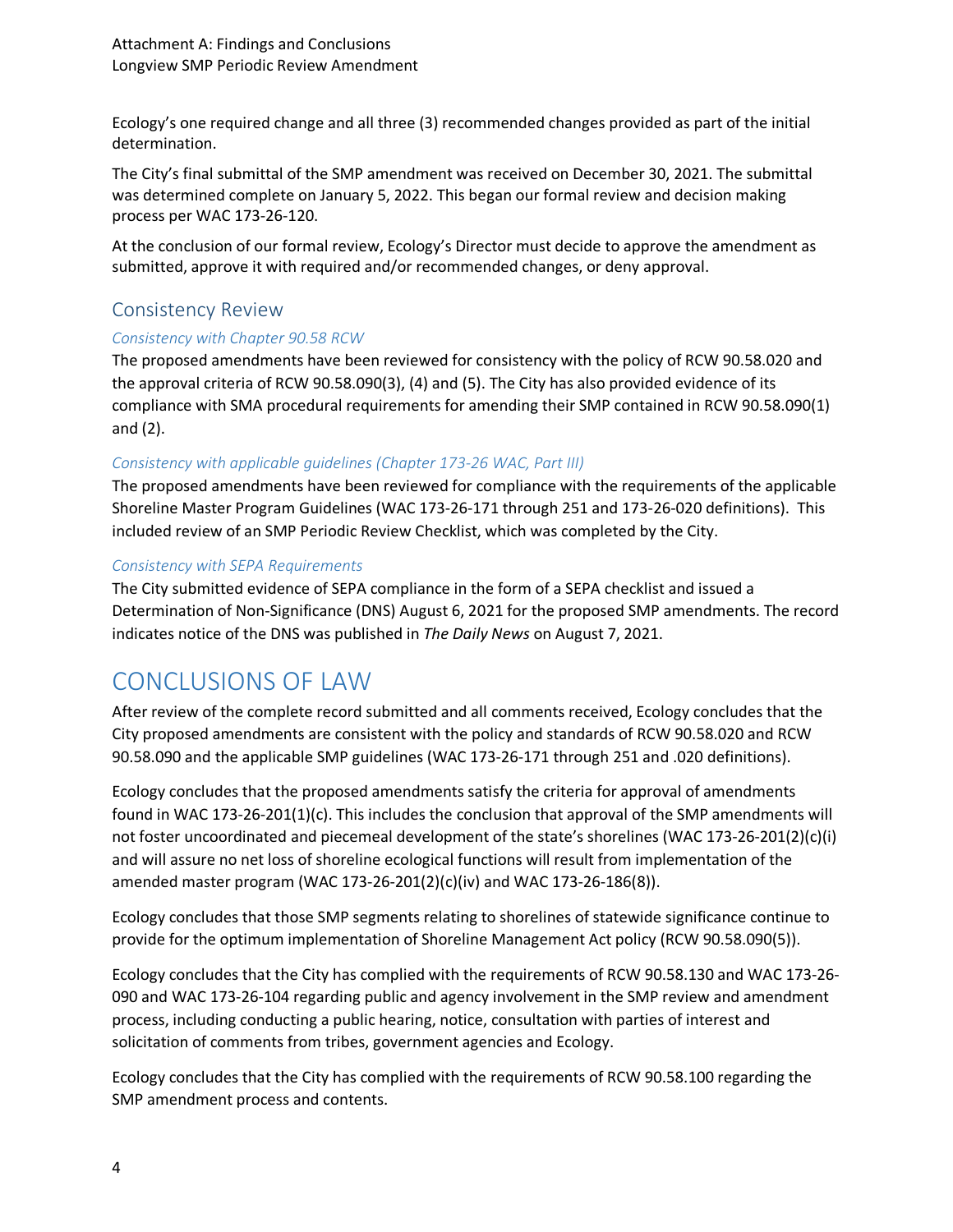Ecology's one required change and all three (3) recommended changes provided as part of the initial determination.

The City's final submittal of the SMP amendment was received on December 30, 2021. The submittal was determined complete on January 5, 2022. This began our formal review and decision making process per WAC 173-26-120.

At the conclusion of our formal review, Ecology's Director must decide to approve the amendment as submitted, approve it with required and/or recommended changes, or deny approval.

## Consistency Review

### *Consistency with Chapter 90.58 RCW*

The proposed amendments have been reviewed for consistency with the policy of RCW 90.58.020 and the approval criteria of RCW 90.58.090(3), (4) and (5). The City has also provided evidence of its compliance with SMA procedural requirements for amending their SMP contained in RCW 90.58.090(1) and (2).

### *Consistency with applicable guidelines (Chapter 173-26 WAC, Part III)*

The proposed amendments have been reviewed for compliance with the requirements of the applicable Shoreline Master Program Guidelines (WAC 173-26-171 through 251 and 173-26-020 definitions). This included review of an SMP Periodic Review Checklist, which was completed by the City.

### *Consistency with SEPA Requirements*

The City submitted evidence of SEPA compliance in the form of a SEPA checklist and issued a Determination of Non-Significance (DNS) August 6, 2021 for the proposed SMP amendments. The record indicates notice of the DNS was published in *The Daily News* on August 7, 2021.

# CONCLUSIONS OF LAW

After review of the complete record submitted and all comments received, Ecology concludes that the City proposed amendments are consistent with the policy and standards of RCW 90.58.020 and RCW 90.58.090 and the applicable SMP guidelines (WAC 173-26-171 through 251 and .020 definitions).

Ecology concludes that the proposed amendments satisfy the criteria for approval of amendments found in WAC 173-26-201(1)(c). This includes the conclusion that approval of the SMP amendments will not foster uncoordinated and piecemeal development of the state's shorelines (WAC 173-26-201(2)(c)(i) and will assure no net loss of shoreline ecological functions will result from implementation of the amended master program (WAC 173-26-201(2)(c)(iv) and WAC 173-26-186(8)).

Ecology concludes that those SMP segments relating to shorelines of statewide significance continue to provide for the optimum implementation of Shoreline Management Act policy (RCW 90.58.090(5)).

Ecology concludes that the City has complied with the requirements of RCW 90.58.130 and WAC 173-26-090 and WAC 173-26-104 regarding public and agency involvement in the SMP review and amendment process, including conducting a public hearing, notice, consultation with parties of interest and solicitation of comments from tribes, government agencies and Ecology.

Ecology concludes that the City has complied with the requirements of RCW 90.58.100 regarding the SMP amendment process and contents.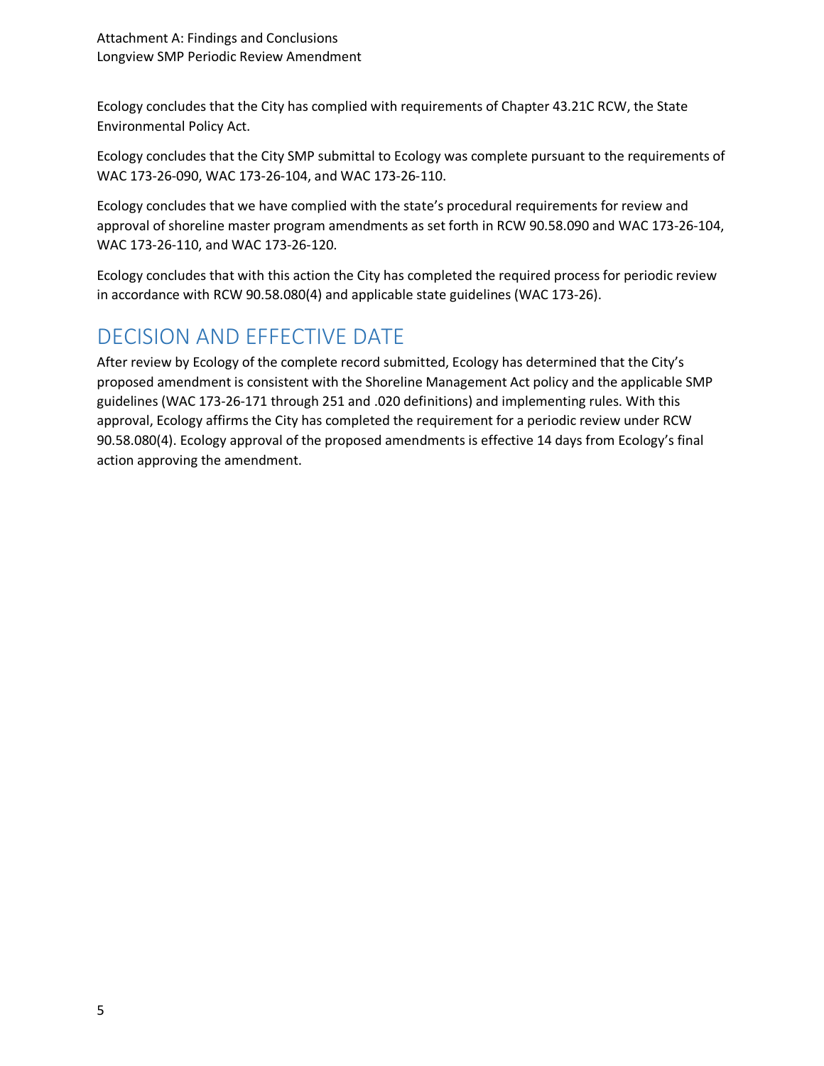Ecology concludes that the City has complied with requirements of Chapter 43.21C RCW, the State Environmental Policy Act.

Ecology concludes that the City SMP submittal to Ecology was complete pursuant to the requirements of WAC 173-26-090, WAC 173-26-104, and WAC 173-26-110.

Ecology concludes that we have complied with the state's procedural requirements for review and approval of shoreline master program amendments as set forth in RCW 90.58.090 and WAC 173-26-104, WAC 173-26-110, and WAC 173-26-120.

Ecology concludes that with this action the City has completed the required process for periodic review in accordance with RCW 90.58.080(4) and applicable state guidelines (WAC 173-26).

## DECISION AND EFFECTIVE DATE

After review by Ecology of the complete record submitted, Ecology has determined that the City's proposed amendment is consistent with the Shoreline Management Act policy and the applicable SMP guidelines (WAC 173-26-171 through 251 and .020 definitions) and implementing rules. With this approval, Ecology affirms the City has completed the requirement for a periodic review under RCW 90.58.080(4). Ecology approval of the proposed amendments is effective 14 days from Ecology's final action approving the amendment.